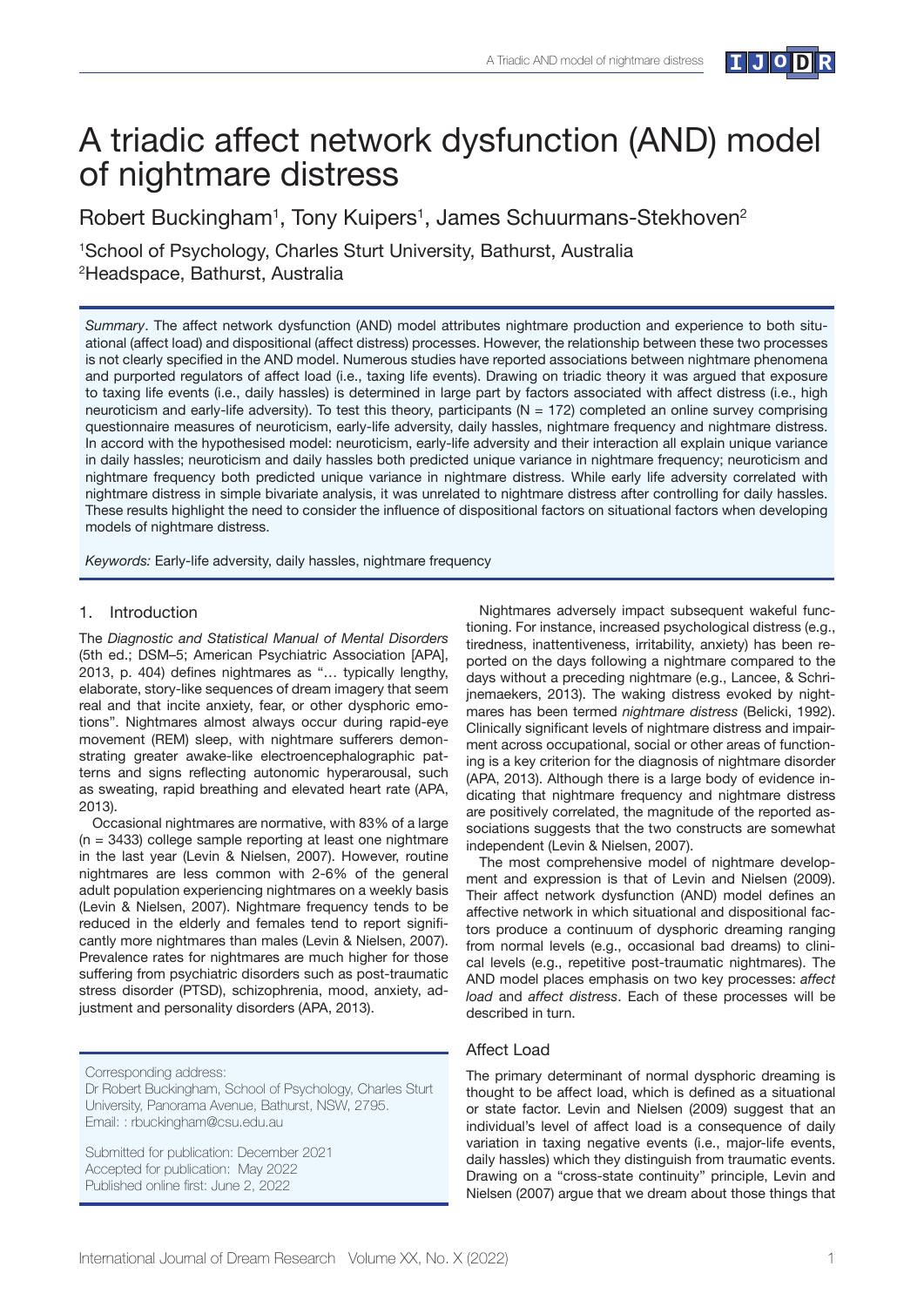# A triadic affect network dysfunction (AND) model of nightmare distress

Robert Buckingham[1], Tony Kuipers[1], James Schuurmans-Stekhoven[2]

[1]School of Psychology, Charles Sturt University, Bathurst, Australia
[2]Headspace, Bathurst, Australia

*Summary*. The affect network dysfunction (AND) model attributes nightmare production and experience to both situational (affect load) and dispositional (affect distress) processes. However, the relationship between these two processes is not clearly specified in the AND model. Numerous studies have reported associations between nightmare phenomena and purported regulators of affect load (i.e., taxing life events). Drawing on triadic theory it was argued that exposure to taxing life events (i.e., daily hassles) is determined in large part by factors associated with affect distress (i.e., high neuroticism and early-life adversity). To test this theory, participants (N = 172) completed an online survey comprising questionnaire measures of neuroticism, early-life adversity, daily hassles, nightmare frequency and nightmare distress. In accord with the hypothesised model: neuroticism, early-life adversity and their interaction all explain unique variance in daily hassles; neuroticism and daily hassles both predicted unique variance in nightmare frequency; neuroticism and nightmare frequency both predicted unique variance in nightmare distress. While early life adversity correlated with nightmare distress in simple bivariate analysis, it was unrelated to nightmare distress after controlling for daily hassles. These results highlight the need to consider the influence of dispositional factors on situational factors when developing models of nightmare distress.

*Keywords:* Early-life adversity, daily hassles, nightmare frequency

## 1. Introduction

The *Diagnostic and Statistical Manual of Mental Disorders* (5th ed.; DSM–5; American Psychiatric Association [APA], 2013, p. 404) defines nightmares as "… typically lengthy, elaborate, story-like sequences of dream imagery that seem real and that incite anxiety, fear, or other dysphoric emotions". Nightmares almost always occur during rapid-eye movement (REM) sleep, with nightmare sufferers demonstrating greater awake-like electroencephalographic patterns and signs reflecting autonomic hyperarousal, such as sweating, rapid breathing and elevated heart rate (APA, 2013).

Occasional nightmares are normative, with 83% of a large (n = 3433) college sample reporting at least one nightmare in the last year (Levin & Nielsen, 2007). However, routine nightmares are less common with 2-6% of the general adult population experiencing nightmares on a weekly basis (Levin & Nielsen, 2007). Nightmare frequency tends to be reduced in the elderly and females tend to report significantly more nightmares than males (Levin & Nielsen, 2007). Prevalence rates for nightmares are much higher for those suffering from psychiatric disorders such as post-traumatic stress disorder (PTSD), schizophrenia, mood, anxiety, adjustment and personality disorders (APA, 2013).

Corresponding address:
Dr Robert Buckingham, School of Psychology, Charles Sturt University, Panorama Avenue, Bathurst, NSW, 2795.
Email: : rbuckingham@csu.edu.au

Submitted for publication: December 2021
Accepted for publication: May 2022
Published online first: June 2, 2022

Nightmares adversely impact subsequent wakeful functioning. For instance, increased psychological distress (e.g., tiredness, inattentiveness, irritability, anxiety) has been reported on the days following a nightmare compared to the days without a preceding nightmare (e.g., Lancee, & Schrijnemaekers, 2013). The waking distress evoked by nightmares has been termed *nightmare distress* (Belicki, 1992). Clinically significant levels of nightmare distress and impairment across occupational, social or other areas of functioning is a key criterion for the diagnosis of nightmare disorder (APA, 2013). Although there is a large body of evidence indicating that nightmare frequency and nightmare distress are positively correlated, the magnitude of the reported associations suggests that the two constructs are somewhat independent (Levin & Nielsen, 2007).

The most comprehensive model of nightmare development and expression is that of Levin and Nielsen (2009). Their affect network dysfunction (AND) model defines an affective network in which situational and dispositional factors produce a continuum of dysphoric dreaming ranging from normal levels (e.g., occasional bad dreams) to clinical levels (e.g., repetitive post-traumatic nightmares). The AND model places emphasis on two key processes: *affect load* and *affect distress*. Each of these processes will be described in turn.

### Affect Load

The primary determinant of normal dysphoric dreaming is thought to be affect load, which is defined as a situational or state factor. Levin and Nielsen (2009) suggest that an individual's level of affect load is a consequence of daily variation in taxing negative events (i.e., major-life events, daily hassles) which they distinguish from traumatic events. Drawing on a "cross-state continuity" principle, Levin and Nielsen (2007) argue that we dream about those things that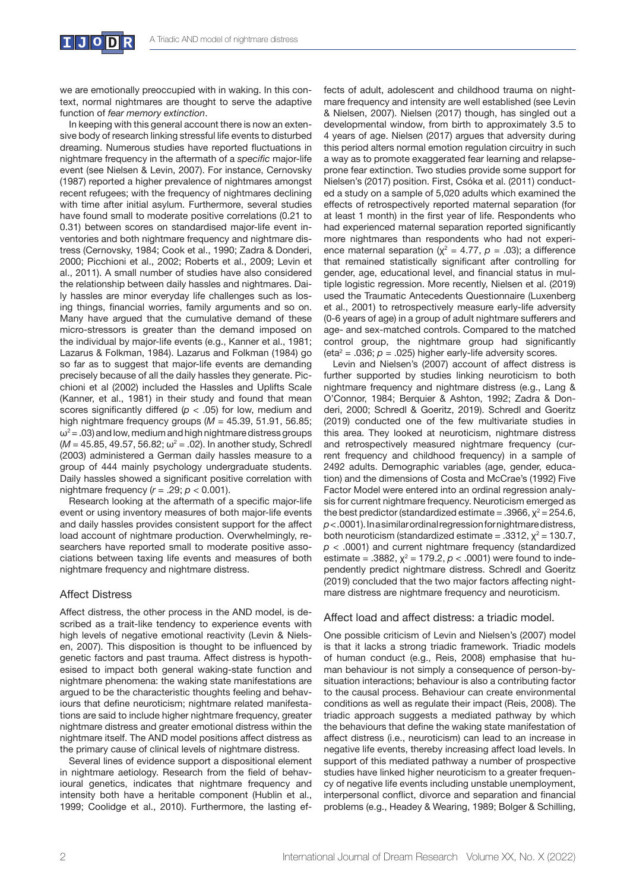we are emotionally preoccupied with in waking. In this context, normal nightmares are thought to serve the adaptive function of *fear memory extinction*.

In keeping with this general account there is now an extensive body of research linking stressful life events to disturbed dreaming. Numerous studies have reported fluctuations in nightmare frequency in the aftermath of a *specific* major-life event (see Nielsen & Levin, 2007). For instance, Cernovsky (1987) reported a higher prevalence of nightmares amongst recent refugees; with the frequency of nightmares declining with time after initial asylum. Furthermore, several studies have found small to moderate positive correlations (0.21 to 0.31) between scores on standardised major-life event inventories and both nightmare frequency and nightmare distress (Cernovsky, 1984; Cook et al., 1990; Zadra & Donderi, 2000; Picchioni et al., 2002; Roberts et al., 2009; Levin et al., 2011). A small number of studies have also considered the relationship between daily hassles and nightmares. Daily hassles are minor everyday life challenges such as losing things, financial worries, family arguments and so on. Many have argued that the cumulative demand of these micro-stressors is greater than the demand imposed on the individual by major-life events (e.g., Kanner et al., 1981; Lazarus & Folkman, 1984). Lazarus and Folkman (1984) go so far as to suggest that major-life events are demanding precisely because of all the daily hassles they generate. Picchioni et al (2002) included the Hassles and Uplifts Scale (Kanner, et al., 1981) in their study and found that mean scores significantly differed ($p < .05$) for low, medium and high nightmare frequency groups ($M = 45.39, 51.91, 56.85$; $\omega^2 = .03$) and low, medium and high nightmare distress groups ($M = 45.85, 49.57, 56.82$; $\omega^2 = .02$). In another study, Schredl (2003) administered a German daily hassles measure to a group of 444 mainly psychology undergraduate students. Daily hassles showed a significant positive correlation with nightmare frequency ($r = .29$; $p < 0.001$).

Research looking at the aftermath of a specific major-life event or using inventory measures of both major-life events and daily hassles provides consistent support for the affect load account of nightmare production. Overwhelmingly, researchers have reported small to moderate positive associations between taxing life events and measures of both nightmare frequency and nightmare distress.

## Affect Distress

Affect distress, the other process in the AND model, is described as a trait-like tendency to experience events with high levels of negative emotional reactivity (Levin & Nielsen, 2007). This disposition is thought to be influenced by genetic factors and past trauma. Affect distress is hypothesised to impact both general waking-state function and nightmare phenomena: the waking state manifestations are argued to be the characteristic thoughts feeling and behaviours that define neuroticism; nightmare related manifestations are said to include higher nightmare frequency, greater nightmare distress and greater emotional distress within the nightmare itself. The AND model positions affect distress as the primary cause of clinical levels of nightmare distress.

Several lines of evidence support a dispositional element in nightmare aetiology. Research from the field of behavioural genetics, indicates that nightmare frequency and intensity both have a heritable component (Hublin et al., 1999; Coolidge et al., 2010). Furthermore, the lasting effects of adult, adolescent and childhood trauma on nightmare frequency and intensity are well established (see Levin & Nielsen, 2007). Nielsen (2017) though, has singled out a developmental window, from birth to approximately 3.5 to 4 years of age. Nielsen (2017) argues that adversity during this period alters normal emotion regulation circuitry in such a way as to promote exaggerated fear learning and relapse-prone fear extinction. Two studies provide some support for Nielsen's (2017) position. First, Csóka et al. (2011) conducted a study on a sample of 5,020 adults which examined the effects of retrospectively reported maternal separation (for at least 1 month) in the first year of life. Respondents who had experienced maternal separation reported significantly more nightmares than respondents who had not experience maternal separation ($\chi^2 = 4.77$, $p = .03$); a difference that remained statistically significant after controlling for gender, age, educational level, and financial status in multiple logistic regression. More recently, Nielsen et al. (2019) used the Traumatic Antecedents Questionnaire (Luxenberg et al., 2001) to retrospectively measure early-life adversity (0-6 years of age) in a group of adult nightmare sufferers and age- and sex-matched controls. Compared to the matched control group, the nightmare group had significantly ($\text{eta}^2 = .036$; $p = .025$) higher early-life adversity scores.

Levin and Nielsen's (2007) account of affect distress is further supported by studies linking neuroticism to both nightmare frequency and nightmare distress (e.g., Lang & O'Connor, 1984; Berquier & Ashton, 1992; Zadra & Donderi, 2000; Schredl & Goeritz, 2019). Schredl and Goeritz (2019) conducted one of the few multivariate studies in this area. They looked at neuroticism, nightmare distress and retrospectively measured nightmare frequency (current frequency and childhood frequency) in a sample of 2492 adults. Demographic variables (age, gender, education) and the dimensions of Costa and McCrae's (1992) Five Factor Model were entered into an ordinal regression analysis for current nightmare frequency. Neuroticism emerged as the best predictor (standardized estimate = .3966, $\chi^2 = 254.6$, $p < .0001$). In a similar ordinal regression for nightmare distress, both neuroticism (standardized estimate = .3312, $\chi^2 = 130.7$, $p < .0001$) and current nightmare frequency (standardized estimate = .3882, $\chi^2 = 179.2$, $p < .0001$) were found to independently predict nightmare distress. Schredl and Goeritz (2019) concluded that the two major factors affecting nightmare distress are nightmare frequency and neuroticism.

## Affect load and affect distress: a triadic model.

One possible criticism of Levin and Nielsen's (2007) model is that it lacks a strong triadic framework. Triadic models of human conduct (e.g., Reis, 2008) emphasise that human behaviour is not simply a consequence of person-by-situation interactions; behaviour is also a contributing factor to the causal process. Behaviour can create environmental conditions as well as regulate their impact (Reis, 2008). The triadic approach suggests a mediated pathway by which the behaviours that define the waking state manifestation of affect distress (i.e., neuroticism) can lead to an increase in negative life events, thereby increasing affect load levels. In support of this mediated pathway a number of prospective studies have linked higher neuroticism to a greater frequency of negative life events including unstable unemployment, interpersonal conflict, divorce and separation and financial problems (e.g., Headey & Wearing, 1989; Bolger & Schilling,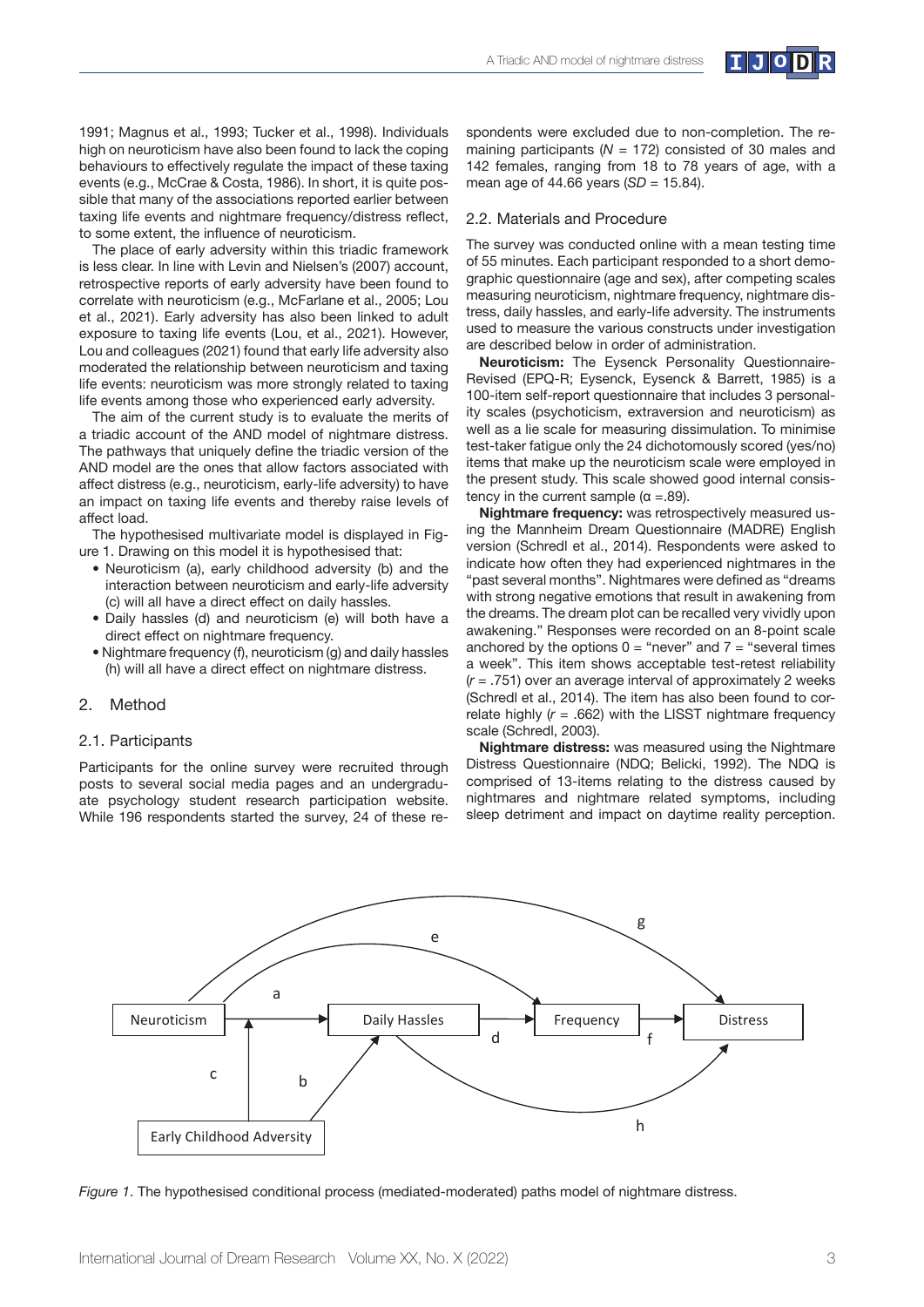1991; Magnus et al., 1993; Tucker et al., 1998). Individuals high on neuroticism have also been found to lack the coping behaviours to effectively regulate the impact of these taxing events (e.g., McCrae & Costa, 1986). In short, it is quite possible that many of the associations reported earlier between taxing life events and nightmare frequency/distress reflect, to some extent, the influence of neuroticism.

The place of early adversity within this triadic framework is less clear. In line with Levin and Nielsen's (2007) account, retrospective reports of early adversity have been found to correlate with neuroticism (e.g., McFarlane et al., 2005; Lou et al., 2021). Early adversity has also been linked to adult exposure to taxing life events (Lou, et al., 2021). However, Lou and colleagues (2021) found that early life adversity also moderated the relationship between neuroticism and taxing life events: neuroticism was more strongly related to taxing life events among those who experienced early adversity.

The aim of the current study is to evaluate the merits of a triadic account of the AND model of nightmare distress. The pathways that uniquely define the triadic version of the AND model are the ones that allow factors associated with affect distress (e.g., neuroticism, early-life adversity) to have an impact on taxing life events and thereby raise levels of affect load.

The hypothesised multivariate model is displayed in Figure 1. Drawing on this model it is hypothesised that:

- Neuroticism (a), early childhood adversity (b) and the interaction between neuroticism and early-life adversity (c) will all have a direct effect on daily hassles.
- Daily hassles (d) and neuroticism (e) will both have a direct effect on nightmare frequency.
- Nightmare frequency (f), neuroticism (g) and daily hassles (h) will all have a direct effect on nightmare distress.

## 2. Method

### 2.1. Participants

Participants for the online survey were recruited through posts to several social media pages and an undergraduate psychology student research participation website. While 196 respondents started the survey, 24 of these respondents were excluded due to non-completion. The remaining participants ($N$ = 172) consisted of 30 males and 142 females, ranging from 18 to 78 years of age, with a mean age of 44.66 years ($SD$ = 15.84).

### 2.2. Materials and Procedure

The survey was conducted online with a mean testing time of 55 minutes. Each participant responded to a short demographic questionnaire (age and sex), after competing scales measuring neuroticism, nightmare frequency, nightmare distress, daily hassles, and early-life adversity. The instruments used to measure the various constructs under investigation are described below in order of administration.

**Neuroticism:** The Eysenck Personality Questionnaire-Revised (EPQ-R; Eysenck, Eysenck & Barrett, 1985) is a 100-item self-report questionnaire that includes 3 personality scales (psychoticism, extraversion and neuroticism) as well as a lie scale for measuring dissimulation. To minimise test-taker fatigue only the 24 dichotomously scored (yes/no) items that make up the neuroticism scale were employed in the present study. This scale showed good internal consistency in the current sample ($\alpha$ =.89).

**Nightmare frequency:** was retrospectively measured using the Mannheim Dream Questionnaire (MADRE) English version (Schredl et al., 2014). Respondents were asked to indicate how often they had experienced nightmares in the "past several months". Nightmares were defined as "dreams with strong negative emotions that result in awakening from the dreams. The dream plot can be recalled very vividly upon awakening." Responses were recorded on an 8-point scale anchored by the options 0 = "never" and 7 = "several times a week". This item shows acceptable test-retest reliability ($r$ = .751) over an average interval of approximately 2 weeks (Schredl et al., 2014). The item has also been found to correlate highly ($r$ = .662) with the LISST nightmare frequency scale (Schredl, 2003).

**Nightmare distress:** was measured using the Nightmare Distress Questionnaire (NDQ; Belicki, 1992). The NDQ is comprised of 13-items relating to the distress caused by nightmares and nightmare related symptoms, including sleep detriment and impact on daytime reality perception.

*Figure 1*. The hypothesised conditional process (mediated-moderated) paths model of nightmare distress.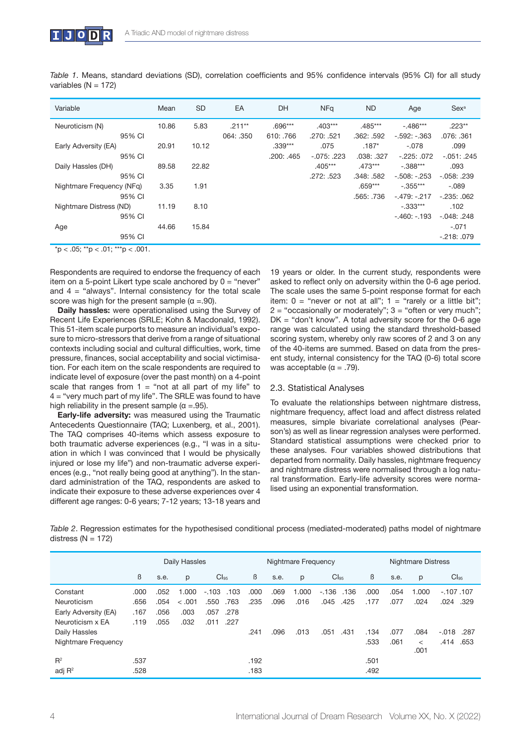*Table 1*. Means, standard deviations (SD), correlation coefficients and 95% confidence intervals (95% CI) for all study variables (N = 172)

| Variable | Mean | SD | EA | DH | NFq | ND | Age | Sex[a] |
|---|---|---|---|---|---|---|---|---|
| Neuroticism (N) | 10.86 | 5.83 | .211** | .696*** | .403*** | .485*** | -.486*** | .223** |
| 95% CI | | | 064: .350 | 610: .766 | .270: .521 | .362: .592 | -.592: -.363 | .076: .361 |
| Early Adversity (EA) | 20.91 | 10.12 | | .339*** | .075 | .187* | -.078 | .099 |
| 95% CI | | | | .200: .465 | -.075: .223 | .038: .327 | -.225: .072 | -.051: .245 |
| Daily Hassles (DH) | 89.58 | 22.82 | | | .405*** | .473*** | -.388*** | .093 |
| 95% CI | | | | | .272: .523 | .348: .582 | -.508: -.253 | -.058: .239 |
| Nightmare Frequency (NFq) | 3.35 | 1.91 | | | | .659*** | -.355*** | -.089 |
| 95% CI | | | | | | .565: .736 | -.479: -.217 | -.235: .062 |
| Nightmare Distress (ND) | 11.19 | 8.10 | | | | | -.333*** | .102 |
| 95% CI | | | | | | | -.460: -.193 | -.048: .248 |
| Age | 44.66 | 15.84 | | | | | | -.071 |
| 95% CI | | | | | | | | -.218: .079 |

*p < .05; **p < .01; ***p < .001.

Respondents are required to endorse the frequency of each item on a 5-point Likert type scale anchored by 0 = "never" and 4 = "always". Internal consistency for the total scale score was high for the present sample (α =.90).

**Daily hassles:** were operationalised using the Survey of Recent Life Experiences (SRLE; Kohn & Macdonald, 1992). This 51-item scale purports to measure an individual's exposure to micro-stressors that derive from a range of situational contexts including social and cultural difficulties, work, time pressure, finances, social acceptability and social victimisation. For each item on the scale respondents are required to indicate level of exposure (over the past month) on a 4-point scale that ranges from 1 = "not at all part of my life" to 4 = "very much part of my life". The SRLE was found to have high reliability in the present sample (α =.95).

**Early-life adversity:** was measured using the Traumatic Antecedents Questionnaire (TAQ; Luxenberg, et al., 2001). The TAQ comprises 40-items which assess exposure to both traumatic adverse experiences (e.g., "I was in a situation in which I was convinced that I would be physically injured or lose my life") and non-traumatic adverse experiences (e.g., "not really being good at anything"). In the standard administration of the TAQ, respondents are asked to indicate their exposure to these adverse experiences over 4 different age ranges: 0-6 years; 7-12 years; 13-18 years and 19 years or older. In the current study, respondents were asked to reflect only on adversity within the 0-6 age period. The scale uses the same 5-point response format for each item: 0 = "never or not at all"; 1 = "rarely or a little bit"; 2 = "occasionally or moderately"; 3 = "often or very much"; DK = "don't know". A total adversity score for the 0-6 age range was calculated using the standard threshold-based scoring system, whereby only raw scores of 2 and 3 on any of the 40-items are summed. Based on data from the present study, internal consistency for the TAQ (0-6) total score was acceptable (α = .79).

## 2.3. Statistical Analyses

To evaluate the relationships between nightmare distress, nightmare frequency, affect load and affect distress related measures, simple bivariate correlational analyses (Pearson's) as well as linear regression analyses were performed. Standard statistical assumptions were checked prior to these analyses. Four variables showed distributions that departed from normality. Daily hassles, nightmare frequency and nightmare distress were normalised through a log natural transformation. Early-life adversity scores were normalised using an exponential transformation.

*Table 2*. Regression estimates for the hypothesised conditional process (mediated-moderated) paths model of nightmare distress (N = 172)

| | Daily Hassles | | | | | Nightmare Frequency | | | | | Nightmare Distress | | | | |
|---|---|---|---|---|---|---|---|---|---|---|---|---|---|---|---|
| | ß | s.e. | p | $CI_{95}$ | | ß | s.e. | p | $CI_{95}$ | | ß | s.e. | p | $CI_{95}$ | |
| Constant | .000 | .052 | 1.000 | -.103 | .103 | .000 | .069 | 1.000 | -.136 | .136 | .000 | .054 | 1.000 | -.107 | .107 |
| Neuroticism | .656 | .054 | < .001 | .550 | .763 | .235 | .096 | .016 | .045 | .425 | .177 | .077 | .024 | .024 | .329 |
| Early Adversity (EA) | .167 | .056 | .003 | .057 | .278 | | | | | | | | | | |
| Neuroticism x EA | .119 | .055 | .032 | .011 | .227 | | | | | | | | | | |
| Daily Hassles | | | | | | .241 | .096 | .013 | .051 | .431 | .134 | .077 | .084 | -.018 | .287 |
| Nightmare Frequency | | | | | | | | | | | .533 | .061 | < .001 | .414 | .653 |
| $R^2$ | .537 | | | | | .192 | | | | | .501 | | | | |
| adj $R^2$ | .528 | | | | | .183 | | | | | .492 | | | | |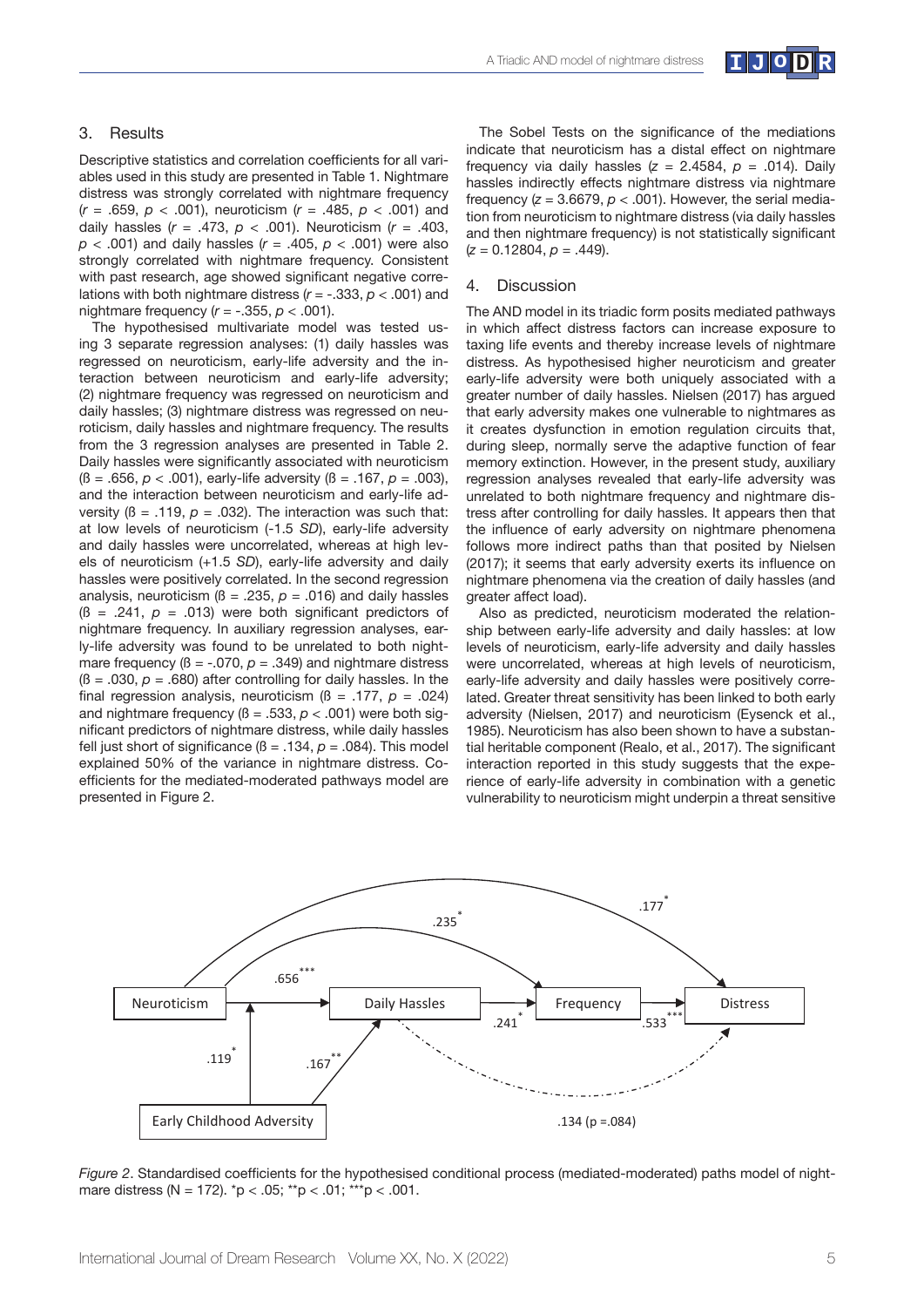## 3. Results

Descriptive statistics and correlation coefficients for all variables used in this study are presented in Table 1. Nightmare distress was strongly correlated with nightmare frequency ($r$ = .659, $p$ < .001), neuroticism ($r$ = .485, $p$ < .001) and daily hassles ($r$ = .473, $p$ < .001). Neuroticism ($r$ = .403, $p$ < .001) and daily hassles ($r$ = .405, $p$ < .001) were also strongly correlated with nightmare frequency. Consistent with past research, age showed significant negative correlations with both nightmare distress ($r$ = -.333, $p$ < .001) and nightmare frequency ($r$ = -.355, $p$ < .001).

The hypothesised multivariate model was tested using 3 separate regression analyses: (1) daily hassles was regressed on neuroticism, early-life adversity and the interaction between neuroticism and early-life adversity; (2) nightmare frequency was regressed on neuroticism and daily hassles; (3) nightmare distress was regressed on neuroticism, daily hassles and nightmare frequency. The results from the 3 regression analyses are presented in Table 2. Daily hassles were significantly associated with neuroticism (ß = .656, $p$ < .001), early-life adversity (ß = .167, $p$ = .003), and the interaction between neuroticism and early-life adversity (ß = .119, $p$ = .032). The interaction was such that: at low levels of neuroticism (-1.5 *SD*), early-life adversity and daily hassles were uncorrelated, whereas at high levels of neuroticism (+1.5 *SD*), early-life adversity and daily hassles were positively correlated. In the second regression analysis, neuroticism (ß = .235, $p$ = .016) and daily hassles (ß = .241, $p$ = .013) were both significant predictors of nightmare frequency. In auxiliary regression analyses, early-life adversity was found to be unrelated to both nightmare frequency (ß = -.070, $p$ = .349) and nightmare distress (ß = .030, $p$ = .680) after controlling for daily hassles. In the final regression analysis, neuroticism (ß = .177, $p$ = .024) and nightmare frequency (ß = .533, $p$ < .001) were both significant predictors of nightmare distress, while daily hassles fell just short of significance (ß = .134, $p$ = .084). This model explained 50% of the variance in nightmare distress. Coefficients for the mediated-moderated pathways model are presented in Figure 2.

The Sobel Tests on the significance of the mediations indicate that neuroticism has a distal effect on nightmare frequency via daily hassles ($z$ = 2.4584, $p$ = .014). Daily hassles indirectly effects nightmare distress via nightmare frequency ($z$ = 3.6679, $p$ < .001). However, the serial mediation from neuroticism to nightmare distress (via daily hassles and then nightmare frequency) is not statistically significant ($z$ = 0.12804, $p$ = .449).

## 4. Discussion

The AND model in its triadic form posits mediated pathways in which affect distress factors can increase exposure to taxing life events and thereby increase levels of nightmare distress. As hypothesised higher neuroticism and greater early-life adversity were both uniquely associated with a greater number of daily hassles. Nielsen (2017) has argued that early adversity makes one vulnerable to nightmares as it creates dysfunction in emotion regulation circuits that, during sleep, normally serve the adaptive function of fear memory extinction. However, in the present study, auxiliary regression analyses revealed that early-life adversity was unrelated to both nightmare frequency and nightmare distress after controlling for daily hassles. It appears then that the influence of early adversity on nightmare phenomena follows more indirect paths than that posited by Nielsen (2017); it seems that early adversity exerts its influence on nightmare phenomena via the creation of daily hassles (and greater affect load).

Also as predicted, neuroticism moderated the relationship between early-life adversity and daily hassles: at low levels of neuroticism, early-life adversity and daily hassles were uncorrelated, whereas at high levels of neuroticism, early-life adversity and daily hassles were positively correlated. Greater threat sensitivity has been linked to both early adversity (Nielsen, 2017) and neuroticism (Eysenck et al., 1985). Neuroticism has also been shown to have a substantial heritable component (Realo, et al., 2017). The significant interaction reported in this study suggests that the experience of early-life adversity in combination with a genetic vulnerability to neuroticism might underpin a threat sensitive

*Figure 2*. Standardised coefficients for the hypothesised conditional process (mediated-moderated) paths model of nightmare distress (N = 172). *p < .05; **p < .01; ***p < .001.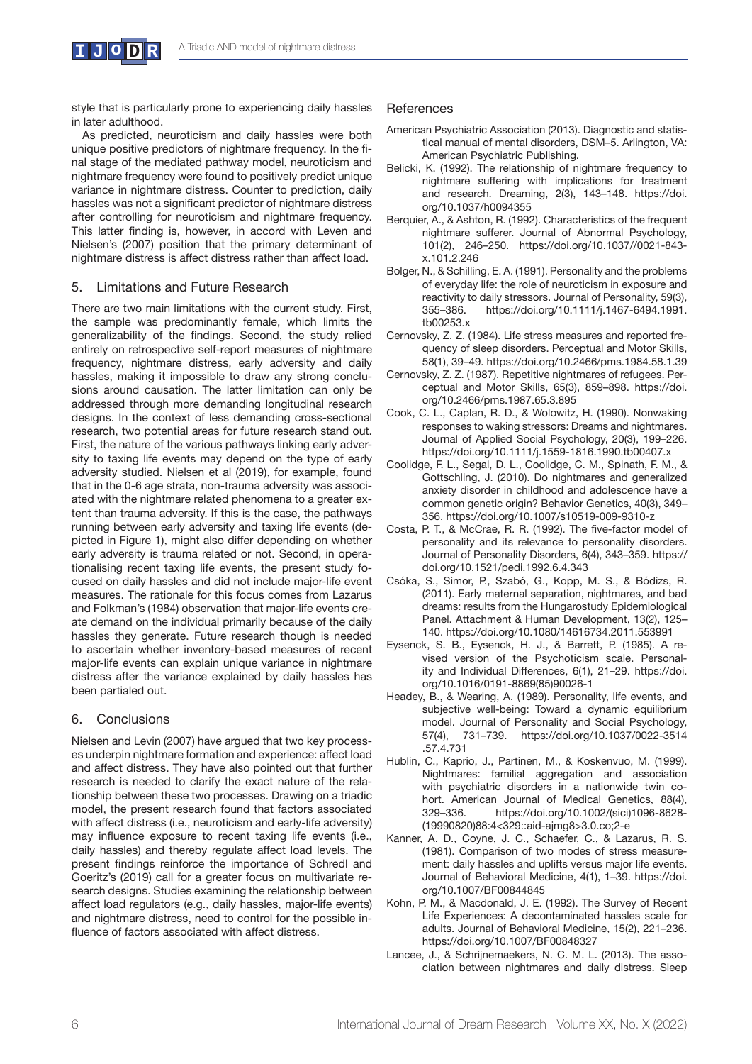style that is particularly prone to experiencing daily hassles in later adulthood.

As predicted, neuroticism and daily hassles were both unique positive predictors of nightmare frequency. In the final stage of the mediated pathway model, neuroticism and nightmare frequency were found to positively predict unique variance in nightmare distress. Counter to prediction, daily hassles was not a significant predictor of nightmare distress after controlling for neuroticism and nightmare frequency. This latter finding is, however, in accord with Leven and Nielsen's (2007) position that the primary determinant of nightmare distress is affect distress rather than affect load.

## 5. Limitations and Future Research

There are two main limitations with the current study. First, the sample was predominantly female, which limits the generalizability of the findings. Second, the study relied entirely on retrospective self-report measures of nightmare frequency, nightmare distress, early adversity and daily hassles, making it impossible to draw any strong conclusions around causation. The latter limitation can only be addressed through more demanding longitudinal research designs. In the context of less demanding cross-sectional research, two potential areas for future research stand out. First, the nature of the various pathways linking early adversity to taxing life events may depend on the type of early adversity studied. Nielsen et al (2019), for example, found that in the 0-6 age strata, non-trauma adversity was associated with the nightmare related phenomena to a greater extent than trauma adversity. If this is the case, the pathways running between early adversity and taxing life events (depicted in Figure 1), might also differ depending on whether early adversity is trauma related or not. Second, in operationalising recent taxing life events, the present study focused on daily hassles and did not include major-life event measures. The rationale for this focus comes from Lazarus and Folkman's (1984) observation that major-life events create demand on the individual primarily because of the daily hassles they generate. Future research though is needed to ascertain whether inventory-based measures of recent major-life events can explain unique variance in nightmare distress after the variance explained by daily hassles has been partialed out.

## 6. Conclusions

Nielsen and Levin (2007) have argued that two key processes underpin nightmare formation and experience: affect load and affect distress. They have also pointed out that further research is needed to clarify the exact nature of the relationship between these two processes. Drawing on a triadic model, the present research found that factors associated with affect distress (i.e., neuroticism and early-life adversity) may influence exposure to recent taxing life events (i.e., daily hassles) and thereby regulate affect load levels. The present findings reinforce the importance of Schredl and Goeritz's (2019) call for a greater focus on multivariate research designs. Studies examining the relationship between affect load regulators (e.g., daily hassles, major-life events) and nightmare distress, need to control for the possible influence of factors associated with affect distress.

## References

American Psychiatric Association (2013). Diagnostic and statistical manual of mental disorders, DSM–5. Arlington, VA: American Psychiatric Publishing.

Belicki, K. (1992). The relationship of nightmare frequency to nightmare suffering with implications for treatment and research. Dreaming, 2(3), 143–148. https://doi.org/10.1037/h0094355

Berquier, A., & Ashton, R. (1992). Characteristics of the frequent nightmare sufferer. Journal of Abnormal Psychology, 101(2), 246–250. https://doi.org/10.1037//0021-843x.101.2.246

Bolger, N., & Schilling, E. A. (1991). Personality and the problems of everyday life: the role of neuroticism in exposure and reactivity to daily stressors. Journal of Personality, 59(3), 355–386. https://doi.org/10.1111/j.1467-6494.1991.tb00253.x

Cernovsky, Z. Z. (1984). Life stress measures and reported frequency of sleep disorders. Perceptual and Motor Skills, 58(1), 39–49. https://doi.org/10.2466/pms.1984.58.1.39

Cernovsky, Z. Z. (1987). Repetitive nightmares of refugees. Perceptual and Motor Skills, 65(3), 859–898. https://doi.org/10.2466/pms.1987.65.3.895

Cook, C. L., Caplan, R. D., & Wolowitz, H. (1990). Nonwaking responses to waking stressors: Dreams and nightmares. Journal of Applied Social Psychology, 20(3), 199–226. https://doi.org/10.1111/j.1559-1816.1990.tb00407.x

Coolidge, F. L., Segal, D. L., Coolidge, C. M., Spinath, F. M., & Gottschling, J. (2010). Do nightmares and generalized anxiety disorder in childhood and adolescence have a common genetic origin? Behavior Genetics, 40(3), 349–356. https://doi.org/10.1007/s10519-009-9310-z

Costa, P. T., & McCrae, R. R. (1992). The five-factor model of personality and its relevance to personality disorders. Journal of Personality Disorders, 6(4), 343–359. https://doi.org/10.1521/pedi.1992.6.4.343

Csóka, S., Simor, P., Szabó, G., Kopp, M. S., & Bódizs, R. (2011). Early maternal separation, nightmares, and bad dreams: results from the Hungarostudy Epidemiological Panel. Attachment & Human Development, 13(2), 125–140. https://doi.org/10.1080/14616734.2011.553991

Eysenck, S. B., Eysenck, H. J., & Barrett, P. (1985). A revised version of the Psychoticism scale. Personality and Individual Differences, 6(1), 21–29. https://doi.org/10.1016/0191-8869(85)90026-1

Headey, B., & Wearing, A. (1989). Personality, life events, and subjective well-being: Toward a dynamic equilibrium model. Journal of Personality and Social Psychology, 57(4), 731–739. https://doi.org/10.1037/0022-3514.57.4.731

Hublin, C., Kaprio, J., Partinen, M., & Koskenvuo, M. (1999). Nightmares: familial aggregation and association with psychiatric disorders in a nationwide twin cohort. American Journal of Medical Genetics, 88(4), 329–336. https://doi.org/10.1002/(sici)1096-8628-(19990820)88:4<329::aid-ajmg8>3.0.co;2-e

Kanner, A. D., Coyne, J. C., Schaefer, C., & Lazarus, R. S. (1981). Comparison of two modes of stress measurement: daily hassles and uplifts versus major life events. Journal of Behavioral Medicine, 4(1), 1–39. https://doi.org/10.1007/BF00844845

Kohn, P. M., & Macdonald, J. E. (1992). The Survey of Recent Life Experiences: A decontaminated hassles scale for adults. Journal of Behavioral Medicine, 15(2), 221–236. https://doi.org/10.1007/BF00848327

Lancee, J., & Schrijnemaekers, N. C. M. L. (2013). The association between nightmares and daily distress. Sleep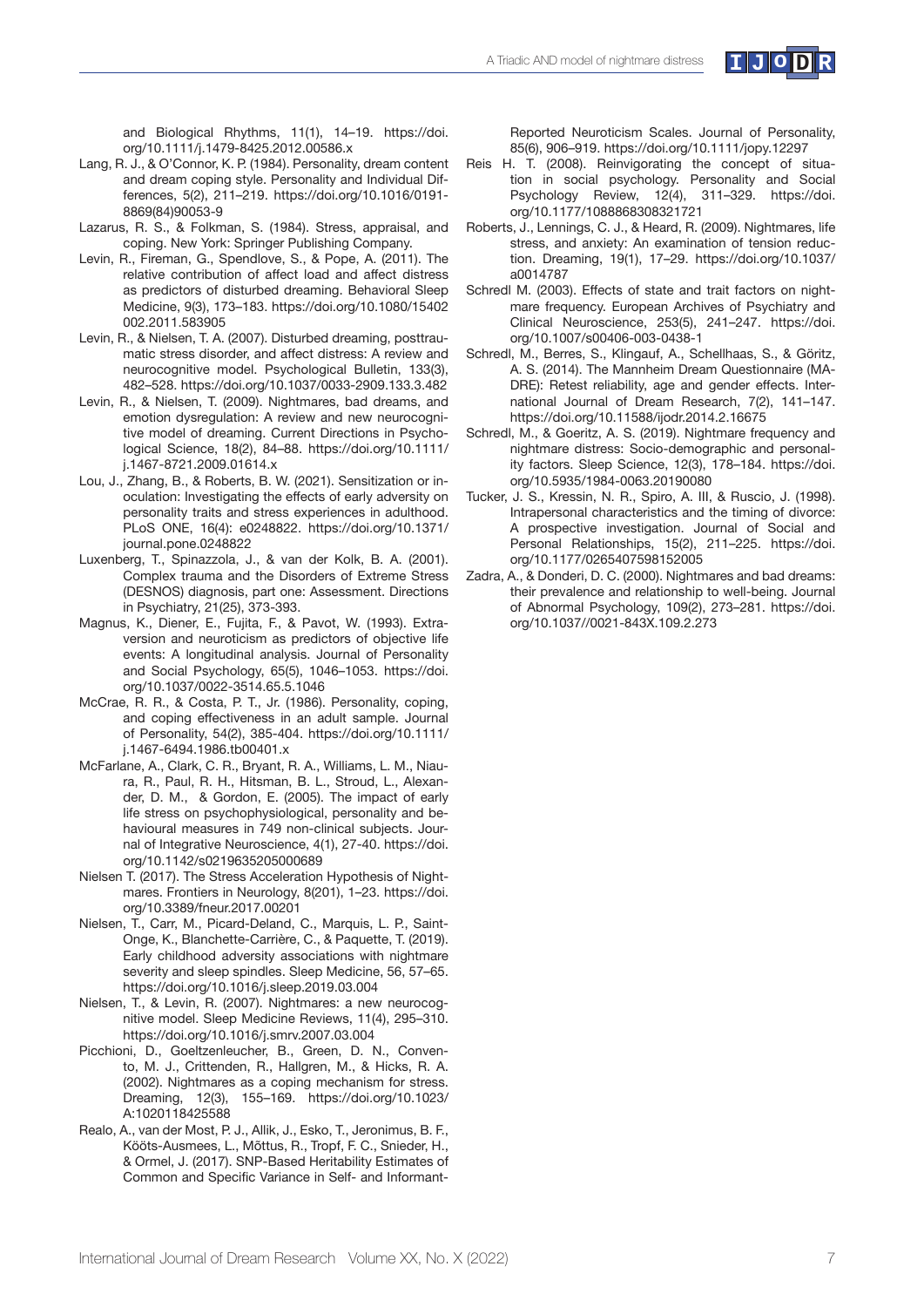and Biological Rhythms, 11(1), 14–19. https://doi.org/10.1111/j.1479-8425.2012.00586.x

Lang, R. J., & O'Connor, K. P. (1984). Personality, dream content and dream coping style. Personality and Individual Differences, 5(2), 211–219. https://doi.org/10.1016/0191-8869(84)90053-9

Lazarus, R. S., & Folkman, S. (1984). Stress, appraisal, and coping. New York: Springer Publishing Company.

Levin, R., Fireman, G., Spendlove, S., & Pope, A. (2011). The relative contribution of affect load and affect distress as predictors of disturbed dreaming. Behavioral Sleep Medicine, 9(3), 173–183. https://doi.org/10.1080/15402002.2011.583905

Levin, R., & Nielsen, T. A. (2007). Disturbed dreaming, posttraumatic stress disorder, and affect distress: A review and neurocognitive model. Psychological Bulletin, 133(3), 482–528. https://doi.org/10.1037/0033-2909.133.3.482

Levin, R., & Nielsen, T. (2009). Nightmares, bad dreams, and emotion dysregulation: A review and new neurocognitive model of dreaming. Current Directions in Psychological Science, 18(2), 84–88. https://doi.org/10.1111/j.1467-8721.2009.01614.x

Lou, J., Zhang, B., & Roberts, B. W. (2021). Sensitization or inoculation: Investigating the effects of early adversity on personality traits and stress experiences in adulthood. PLoS ONE, 16(4): e0248822. https://doi.org/10.1371/journal.pone.0248822

Luxenberg, T., Spinazzola, J., & van der Kolk, B. A. (2001). Complex trauma and the Disorders of Extreme Stress (DESNOS) diagnosis, part one: Assessment. Directions in Psychiatry, 21(25), 373-393.

Magnus, K., Diener, E., Fujita, F., & Pavot, W. (1993). Extraversion and neuroticism as predictors of objective life events: A longitudinal analysis. Journal of Personality and Social Psychology, 65(5), 1046–1053. https://doi.org/10.1037/0022-3514.65.5.1046

McCrae, R. R., & Costa, P. T., Jr. (1986). Personality, coping, and coping effectiveness in an adult sample. Journal of Personality, 54(2), 385-404. https://doi.org/10.1111/j.1467-6494.1986.tb00401.x

McFarlane, A., Clark, C. R., Bryant, R. A., Williams, L. M., Niaura, R., Paul, R. H., Hitsman, B. L., Stroud, L., Alexander, D. M., & Gordon, E. (2005). The impact of early life stress on psychophysiological, personality and behavioural measures in 749 non-clinical subjects. Journal of Integrative Neuroscience, 4(1), 27-40. https://doi.org/10.1142/s0219635205000689

Nielsen T. (2017). The Stress Acceleration Hypothesis of Nightmares. Frontiers in Neurology, 8(201), 1–23. https://doi.org/10.3389/fneur.2017.00201

Nielsen, T., Carr, M., Picard-Deland, C., Marquis, L. P., Saint-Onge, K., Blanchette-Carrière, C., & Paquette, T. (2019). Early childhood adversity associations with nightmare severity and sleep spindles. Sleep Medicine, 56, 57–65. https://doi.org/10.1016/j.sleep.2019.03.004

Nielsen, T., & Levin, R. (2007). Nightmares: a new neurocognitive model. Sleep Medicine Reviews, 11(4), 295–310. https://doi.org/10.1016/j.smrv.2007.03.004

Picchioni, D., Goeltzenleucher, B., Green, D. N., Convento, M. J., Crittenden, R., Hallgren, M., & Hicks, R. A. (2002). Nightmares as a coping mechanism for stress. Dreaming, 12(3), 155–169. https://doi.org/10.1023/A:1020118425588

Realo, A., van der Most, P. J., Allik, J., Esko, T., Jeronimus, B. F., Kööts-Ausmees, L., Mõttus, R., Tropf, F. C., Snieder, H., & Ormel, J. (2017). SNP-Based Heritability Estimates of Common and Specific Variance in Self- and Informant-Reported Neuroticism Scales. Journal of Personality, 85(6), 906–919. https://doi.org/10.1111/jopy.12297

Reis H. T. (2008). Reinvigorating the concept of situation in social psychology. Personality and Social Psychology Review, 12(4), 311–329. https://doi.org/10.1177/1088868308321721

Roberts, J., Lennings, C. J., & Heard, R. (2009). Nightmares, life stress, and anxiety: An examination of tension reduction. Dreaming, 19(1), 17–29. https://doi.org/10.1037/a0014787

Schredl M. (2003). Effects of state and trait factors on nightmare frequency. European Archives of Psychiatry and Clinical Neuroscience, 253(5), 241–247. https://doi.org/10.1007/s00406-003-0438-1

Schredl, M., Berres, S., Klingauf, A., Schellhaas, S., & Göritz, A. S. (2014). The Mannheim Dream Questionnaire (MADRE): Retest reliability, age and gender effects. International Journal of Dream Research, 7(2), 141–147. https://doi.org/10.11588/ijodr.2014.2.16675

Schredl, M., & Goeritz, A. S. (2019). Nightmare frequency and nightmare distress: Socio-demographic and personality factors. Sleep Science, 12(3), 178–184. https://doi.org/10.5935/1984-0063.20190080

Tucker, J. S., Kressin, N. R., Spiro, A. III, & Ruscio, J. (1998). Intrapersonal characteristics and the timing of divorce: A prospective investigation. Journal of Social and Personal Relationships, 15(2), 211–225. https://doi.org/10.1177/0265407598152005

Zadra, A., & Donderi, D. C. (2000). Nightmares and bad dreams: their prevalence and relationship to well-being. Journal of Abnormal Psychology, 109(2), 273–281. https://doi.org/10.1037//0021-843X.109.2.273